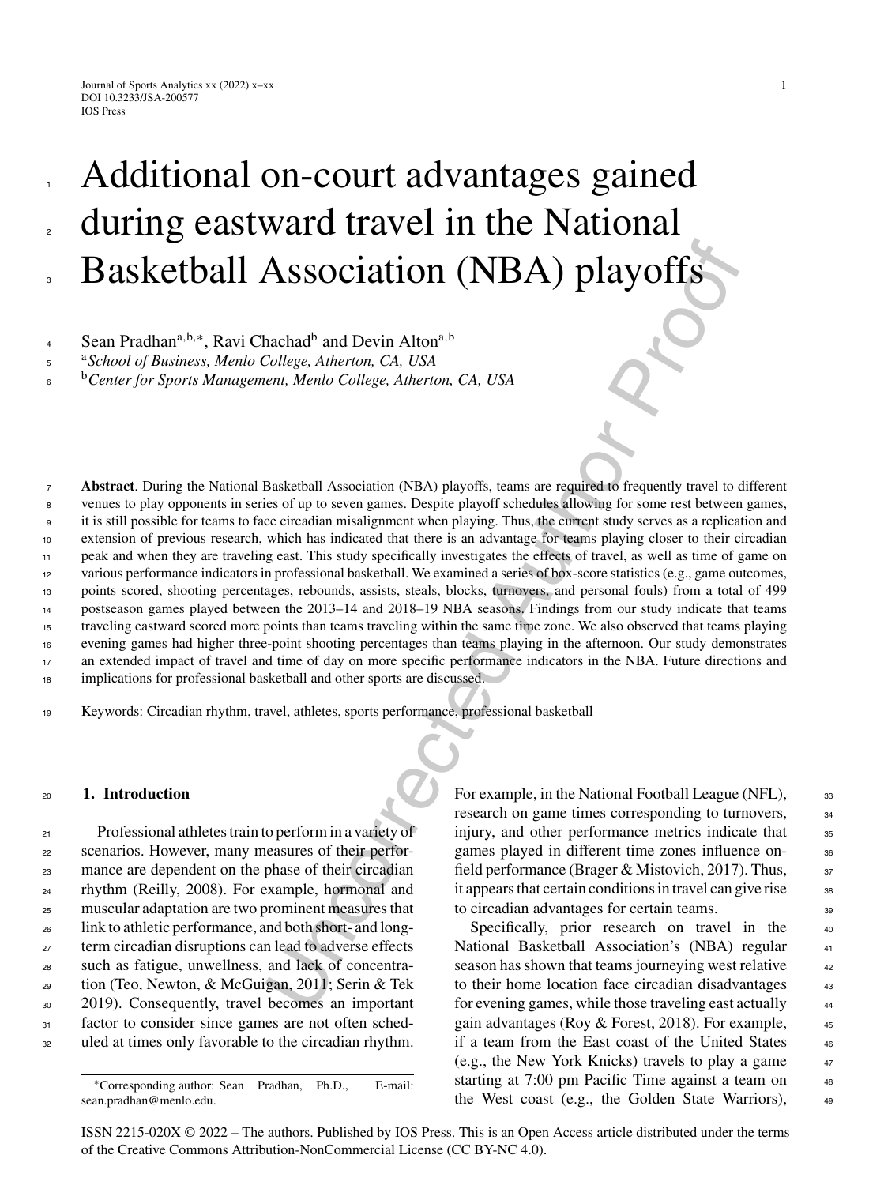# Additional on-court advantages gained during eastward travel in the National Basketball Association (NBA) playoffs

Sean Pradhan[a,b,*], Ravi Chachad[b] and Devin Alton[a,b]

[a] *School of Business, Menlo College, Atherton, CA, USA*

[b] *Center for Sports Management, Menlo College, Atherton, CA, USA*

**Abstract**. During the National Basketball Association (NBA) playoffs, teams are required to frequently travel to different venues to play opponents in series of up to seven games. Despite playoff schedules allowing for some rest between games, it is still possible for teams to face circadian misalignment when playing. Thus, the current study serves as a replication and extension of previous research, which has indicated that there is an advantage for teams playing closer to their circadian peak and when they are traveling east. This study specifically investigates the effects of travel, as well as time of game on various performance indicators in professional basketball. We examined a series of box-score statistics (e.g., game outcomes, points scored, shooting percentages, rebounds, assists, steals, blocks, turnovers, and personal fouls) from a total of 499 postseason games played between the 2013–14 and 2018–19 NBA seasons. Findings from our study indicate that teams traveling eastward scored more points than teams traveling within the same time zone. We also observed that teams playing evening games had higher three-point shooting percentages than teams playing in the afternoon. Our study demonstrates an extended impact of travel and time of day on more specific performance indicators in the NBA. Future directions and implications for professional basketball and other sports are discussed.

Keywords: Circadian rhythm, travel, athletes, sports performance, professional basketball

## 1. Introduction

Professional athletes train to perform in a variety of scenarios. However, many measures of their performance are dependent on the phase of their circadian rhythm (Reilly, 2008). For example, hormonal and muscular adaptation are two prominent measures that link to athletic performance, and both short- and long-term circadian disruptions can lead to adverse effects such as fatigue, unwellness, and lack of concentration (Teo, Newton, & McGuigan, 2011; Serin & Tek 2019). Consequently, travel becomes an important factor to consider since games are not often scheduled at times only favorable to the circadian rhythm. For example, in the National Football League (NFL), research on game times corresponding to turnovers, injury, and other performance metrics indicate that games played in different time zones influence on-field performance (Brager & Mistovich, 2017). Thus, it appears that certain conditions in travel can give rise to circadian advantages for certain teams.

Specifically, prior research on travel in the National Basketball Association's (NBA) regular season has shown that teams journeying west relative to their home location face circadian disadvantages for evening games, while those traveling east actually gain advantages (Roy & Forest, 2018). For example, if a team from the East coast of the United States (e.g., the New York Knicks) travels to play a game starting at 7:00 pm Pacific Time against a team on the West coast (e.g., the Golden State Warriors),

*Corresponding author: Sean Pradhan, Ph.D., E-mail: sean.pradhan@menlo.edu.

ISSN 2215-020X © 2022 – The authors. Published by IOS Press. This is an Open Access article distributed under the terms of the Creative Commons Attribution-NonCommercial License (CC BY-NC 4.0).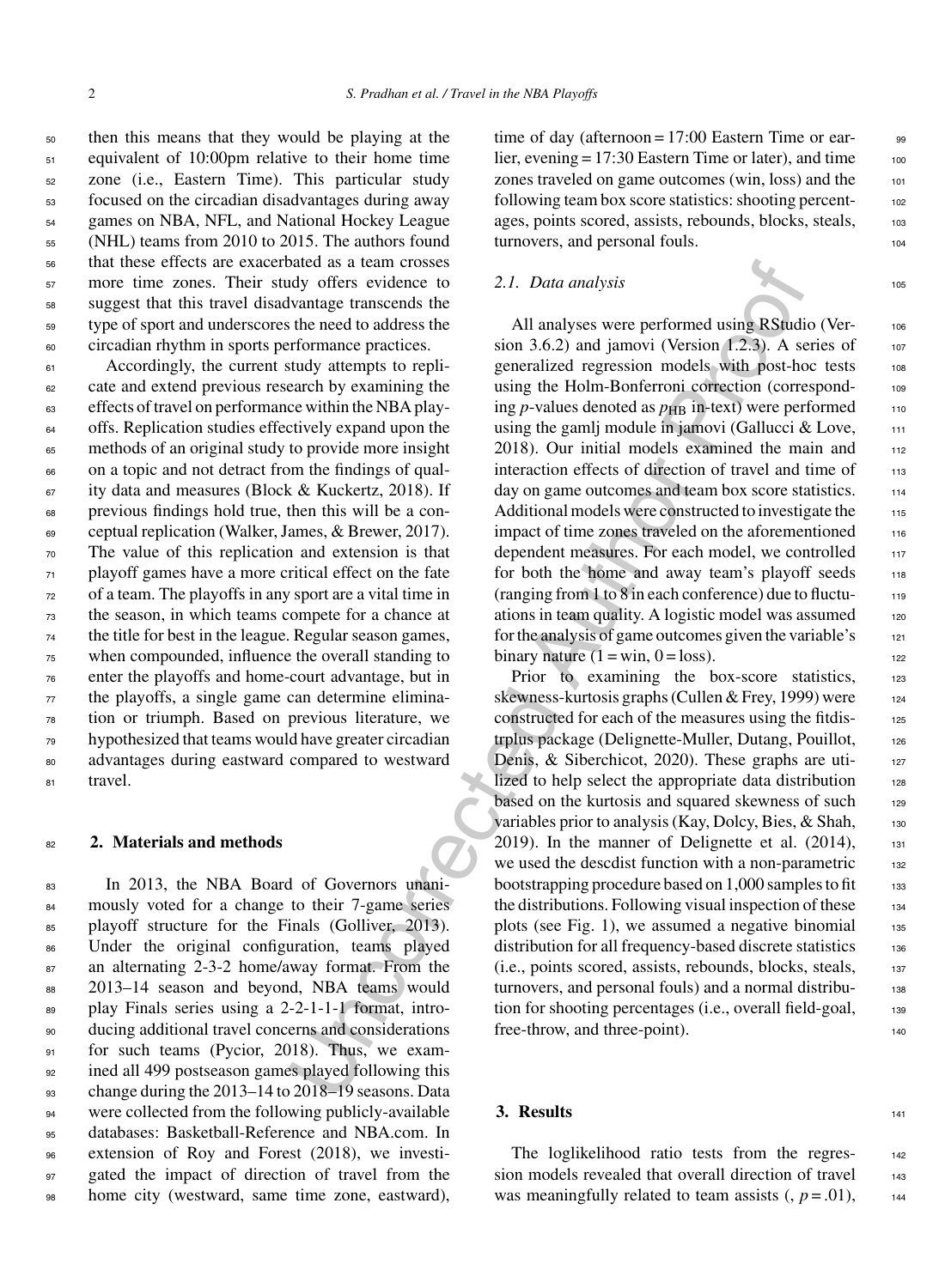then this means that they would be playing at the equivalent of 10:00pm relative to their home time zone (i.e., Eastern Time). This particular study focused on the circadian disadvantages during away games on NBA, NFL, and National Hockey League (NHL) teams from 2010 to 2015. The authors found that these effects are exacerbated as a team crosses more time zones. Their study offers evidence to suggest that this travel disadvantage transcends the type of sport and underscores the need to address the circadian rhythm in sports performance practices.

Accordingly, the current study attempts to replicate and extend previous research by examining the effects of travel on performance within the NBA playoffs. Replication studies effectively expand upon the methods of an original study to provide more insight on a topic and not detract from the findings of quality data and measures (Block & Kuckertz, 2018). If previous findings hold true, then this will be a conceptual replication (Walker, James, & Brewer, 2017). The value of this replication and extension is that playoff games have a more critical effect on the fate of a team. The playoffs in any sport are a vital time in the season, in which teams compete for a chance at the title for best in the league. Regular season games, when compounded, influence the overall standing to enter the playoffs and home-court advantage, but in the playoffs, a single game can determine elimination or triumph. Based on previous literature, we hypothesized that teams would have greater circadian advantages during eastward compared to westward travel.

## 2. Materials and methods

In 2013, the NBA Board of Governors unanimously voted for a change to their 7-game series playoff structure for the Finals (Golliver, 2013). Under the original configuration, teams played an alternating 2-3-2 home/away format. From the 2013–14 season and beyond, NBA teams would play Finals series using a 2-2-1-1-1 format, introducing additional travel concerns and considerations for such teams (Pycior, 2018). Thus, we examined all 499 postseason games played following this change during the 2013–14 to 2018–19 seasons. Data were collected from the following publicly-available databases: Basketball-Reference and NBA.com. In extension of Roy and Forest (2018), we investigated the impact of direction of travel from the home city (westward, same time zone, eastward), time of day (afternoon = 17:00 Eastern Time or earlier, evening = 17:30 Eastern Time or later), and time zones traveled on game outcomes (win, loss) and the following team box score statistics: shooting percentages, points scored, assists, rebounds, blocks, steals, turnovers, and personal fouls.

### 2.1. Data analysis

All analyses were performed using RStudio (Version 3.6.2) and jamovi (Version 1.2.3). A series of generalized regression models with post-hoc tests using the Holm-Bonferroni correction (corresponding *p*-values denoted as $p_{\text{HB}}$ in-text) were performed using the gamlj module in jamovi (Gallucci & Love, 2018). Our initial models examined the main and interaction effects of direction of travel and time of day on game outcomes and team box score statistics. Additional models were constructed to investigate the impact of time zones traveled on the aforementioned dependent measures. For each model, we controlled for both the home and away team's playoff seeds (ranging from 1 to 8 in each conference) due to fluctuations in team quality. A logistic model was assumed for the analysis of game outcomes given the variable's binary nature (1 = win, 0 = loss).

Prior to examining the box-score statistics, skewness-kurtosis graphs (Cullen & Frey, 1999) were constructed for each of the measures using the fitdistrplus package (Delignette-Muller, Dutang, Pouillot, Denis, & Siberchicot, 2020). These graphs are utilized to help select the appropriate data distribution based on the kurtosis and squared skewness of such variables prior to analysis (Kay, Dolcy, Bies, & Shah, 2019). In the manner of Delignette et al. (2014), we used the descdist function with a non-parametric bootstrapping procedure based on 1,000 samples to fit the distributions. Following visual inspection of these plots (see Fig. 1), we assumed a negative binomial distribution for all frequency-based discrete statistics (i.e., points scored, assists, rebounds, blocks, steals, turnovers, and personal fouls) and a normal distribution for shooting percentages (i.e., overall field-goal, free-throw, and three-point).

## 3. Results

The loglikelihood ratio tests from the regression models revealed that overall direction of travel was meaningfully related to team assists (, $p = .01$),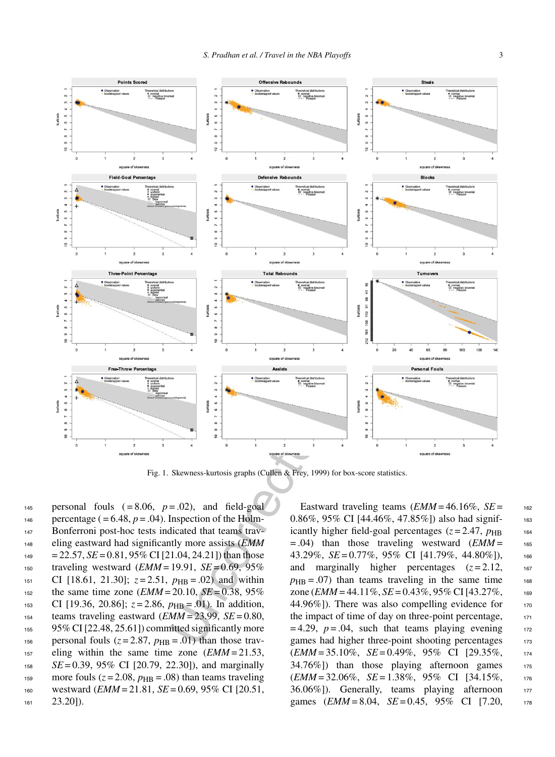Fig. 1. Skewness-kurtosis graphs (Cullen & Frey, 1999) for box-score statistics.

personal fouls (=8.06, $p$=.02), and field-goal percentage (=6.48, $p$=.04). Inspection of the Holm-Bonferroni post-hoc tests indicated that teams traveling eastward had significantly more assists (*EMM* = 22.57, *SE* = 0.81, 95% CI [21.04, 24.21]) than those traveling westward (*EMM* = 19.91, *SE* = 0.69, 95% CI [18.61, 21.30]; $z$ = 2.51, $p_{HB}$ = .02) and within the same time zone (*EMM* = 20.10, *SE* = 0.38, 95% CI [19.36, 20.86]; $z$ = 2.86, $p_{HB}$ = .01). In addition, teams traveling eastward (*EMM* = 23.99, *SE* = 0.80, 95% CI [22.48, 25.61]) committed significantly more personal fouls ($z$ = 2.87, $p_{HB}$ = .01) than those traveling within the same time zone (*EMM* = 21.53, *SE* = 0.39, 95% CI [20.79, 22.30]), and marginally more fouls ($z$ = 2.08, $p_{HB}$ = .08) than teams traveling westward (*EMM* = 21.81, *SE* = 0.69, 95% CI [20.51, 23.20]).

Eastward traveling teams (*EMM* = 46.16%, *SE* = 0.86%, 95% CI [44.46%, 47.85%]) also had significantly higher field-goal percentages ($z$ = 2.47, $p_{HB}$ = .04) than those traveling westward (*EMM* = 43.29%, *SE* = 0.77%, 95% CI [41.79%, 44.80%]), and marginally higher percentages ($z$ = 2.12, $p_{HB}$ = .07) than teams traveling in the same time zone (*EMM* = 44.11%, *SE* = 0.43%, 95% CI [43.27%, 44.96%]). There was also compelling evidence for the impact of time of day on three-point percentage, = 4.29, $p$ = .04, such that teams playing evening games had higher three-point shooting percentages (*EMM* = 35.10%, *SE* = 0.49%, 95% CI [29.35%, 34.76%]) than those playing afternoon games (*EMM* = 32.06%, *SE* = 1.38%, 95% CI [34.15%, 36.06%]). Generally, teams playing afternoon games (*EMM* = 8.04, *SE* = 0.45, 95% CI [7.20,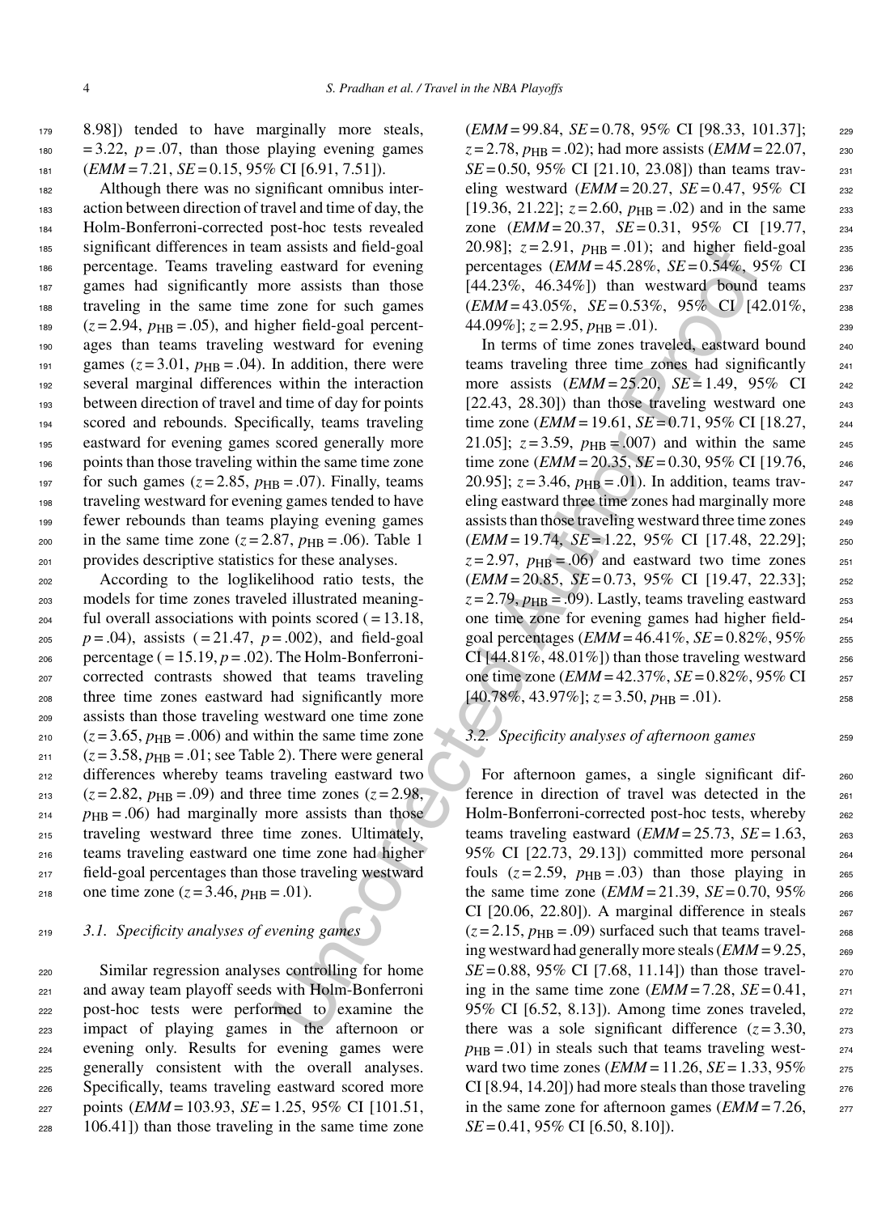8.98]) tended to have marginally more steals, = 3.22, $p = .07$, than those playing evening games ($EMM = 7.21$, $SE = 0.15$, 95% CI [6.91, 7.51]).

Although there was no significant omnibus interaction between direction of travel and time of day, the Holm-Bonferroni-corrected post-hoc tests revealed significant differences in team assists and field-goal percentage. Teams traveling eastward for evening games had significantly more assists than those traveling in the same time zone for such games ($z = 2.94$, $p_{HB} = .05$), and higher field-goal percentages than teams traveling westward for evening games ($z = 3.01$, $p_{HB} = .04$). In addition, there were several marginal differences within the interaction between direction of travel and time of day for points scored and rebounds. Specifically, teams traveling eastward for evening games scored generally more points than those traveling within the same time zone for such games ($z = 2.85$, $p_{HB} = .07$). Finally, teams traveling westward for evening games tended to have fewer rebounds than teams playing evening games in the same time zone ($z = 2.87$, $p_{HB} = .06$). Table 1 provides descriptive statistics for these analyses.

According to the loglikelihood ratio tests, the models for time zones traveled illustrated meaningful overall associations with points scored ( = 13.18, $p = .04$), assists ( = 21.47, $p = .002$), and field-goal percentage ( = 15.19, $p = .02$). The Holm-Bonferroni-corrected contrasts showed that teams traveling three time zones eastward had significantly more assists than those traveling westward one time zone ($z = 3.65$, $p_{HB} = .006$) and within the same time zone ($z = 3.58$, $p_{HB} = .01$; see Table 2). There were general differences whereby teams traveling eastward two ($z = 2.82$, $p_{HB} = .09$) and three time zones ($z = 2.98$, $p_{HB} = .06$) had marginally more assists than those traveling westward three time zones. Ultimately, teams traveling eastward one time zone had higher field-goal percentages than those traveling westward one time zone ($z = 3.46$, $p_{HB} = .01$).

### 3.1. Specificity analyses of evening games

Similar regression analyses controlling for home and away team playoff seeds with Holm-Bonferroni post-hoc tests were performed to examine the impact of playing games in the afternoon or evening only. Results for evening games were generally consistent with the overall analyses. Specifically, teams traveling eastward scored more points ($EMM = 103.93$, $SE = 1.25$, 95% CI [101.51, 106.41]) than those traveling in the same time zone ($EMM = 99.84$, $SE = 0.78$, 95% CI [98.33, 101.37]; $z = 2.78$, $p_{HB} = .02$); had more assists ($EMM = 22.07$, $SE = 0.50$, 95% CI [21.10, 23.08]) than teams traveling westward ($EMM = 20.27$, $SE = 0.47$, 95% CI [19.36, 21.22]; $z = 2.60$, $p_{HB} = .02$) and in the same zone ($EMM = 20.37$, $SE = 0.31$, 95% CI [19.77, 20.98]; $z = 2.91$, $p_{HB} = .01$); and higher field-goal percentages ($EMM = 45.28\%$, $SE = 0.54\%$, 95% CI [44.23%, 46.34%]) than westward bound teams ($EMM = 43.05\%$, $SE = 0.53\%$, 95% CI [42.01%, 44.09%]; $z = 2.95$, $p_{HB} = .01$).

In terms of time zones traveled, eastward bound teams traveling three time zones had significantly more assists ($EMM = 25.20$, $SE = 1.49$, 95% CI [22.43, 28.30]) than those traveling westward one time zone ($EMM = 19.61$, $SE = 0.71$, 95% CI [18.27, 21.05]; $z = 3.59$, $p_{HB} = .007$) and within the same time zone ($EMM = 20.35$, $SE = 0.30$, 95% CI [19.76, 20.95]; $z = 3.46$, $p_{HB} = .01$). In addition, teams traveling eastward three time zones had marginally more assists than those traveling westward three time zones ($EMM = 19.74$, $SE = 1.22$, 95% CI [17.48, 22.29]; $z = 2.97$, $p_{HB} = .06$) and eastward two time zones ($EMM = 20.85$, $SE = 0.73$, 95% CI [19.47, 22.33]; $z = 2.79$, $p_{HB} = .09$). Lastly, teams traveling eastward one time zone for evening games had higher field-goal percentages ($EMM = 46.41\%$, $SE = 0.82\%$, 95% CI [44.81%, 48.01%]) than those traveling westward one time zone ($EMM = 42.37\%$, $SE = 0.82\%$, 95% CI [40.78%, 43.97%]; $z = 3.50$, $p_{HB} = .01$).

### 3.2. Specificity analyses of afternoon games

For afternoon games, a single significant difference in direction of travel was detected in the Holm-Bonferroni-corrected post-hoc tests, whereby teams traveling eastward ($EMM = 25.73$, $SE = 1.63$, 95% CI [22.73, 29.13]) committed more personal fouls ($z = 2.59$, $p_{HB} = .03$) than those playing in the same time zone ($EMM = 21.39$, $SE = 0.70$, 95% CI [20.06, 22.80]). A marginal difference in steals ($z = 2.15$, $p_{HB} = .09$) surfaced such that teams traveling westward had generally more steals ($EMM = 9.25$, $SE = 0.88$, 95% CI [7.68, 11.14]) than those traveling in the same time zone ($EMM = 7.28$, $SE = 0.41$, 95% CI [6.52, 8.13]). Among time zones traveled, there was a sole significant difference ($z = 3.30$, $p_{HB} = .01$) in steals such that teams traveling westward two time zones ($EMM = 11.26$, $SE = 1.33$, 95% CI [8.94, 14.20]) had more steals than those traveling in the same zone for afternoon games ($EMM = 7.26$, $SE = 0.41$, 95% CI [6.50, 8.10]).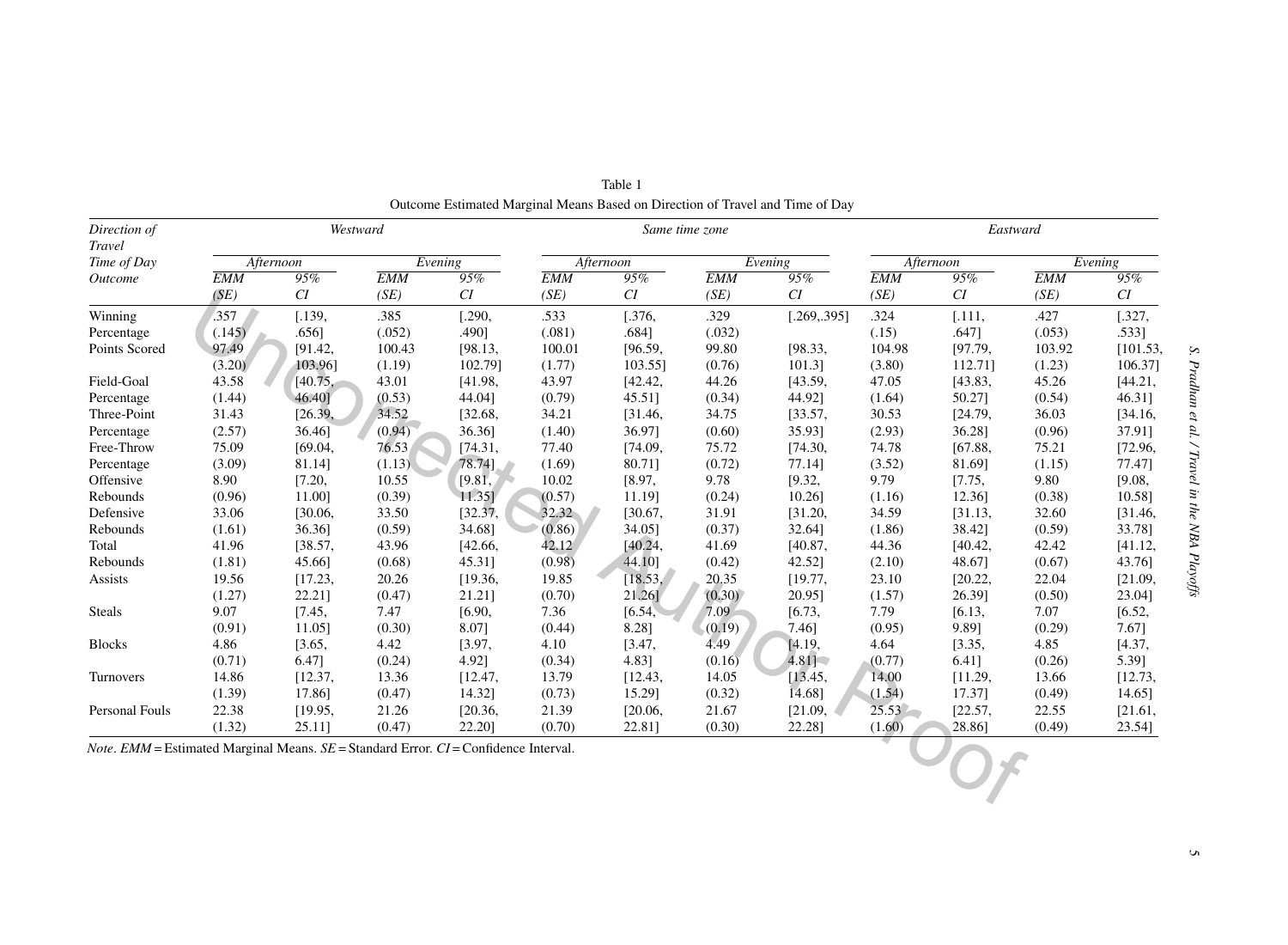Table 1

Outcome Estimated Marginal Means Based on Direction of Travel and Time of Day

| *Direction of Travel* | *Westward* | | | | *Same time zone* | | | | *Eastward* | | | |
|---|---|---|---|---|---|---|---|---|---|---|---|---|
| *Time of Day* | *Afternoon* | | *Evening* | | *Afternoon* | | *Evening* | | *Afternoon* | | *Evening* | |
| *Outcome* | *EMM (SE)* | *95% CI* | *EMM (SE)* | *95% CI* | *EMM (SE)* | *95% CI* | *EMM (SE)* | *95% CI* | *EMM (SE)* | *95% CI* | *EMM (SE)* | *95% CI* |
| Winning Percentage | .357 (.145) | [.139, .656] | .385 (.052) | [.290, .490] | .533 (.081) | [.376, .684] | .329 (.032) | [.269,.395] | .324 (.15) | [.111, .647] | .427 (.053) | [.327, .533] |
| Points Scored | 97.49 (3.20) | [91.42, 103.96] | 100.43 (1.19) | [98.13, 102.79] | 100.01 (1.77) | [96.59, 103.55] | 99.80 (0.76) | [98.33, 101.3] | 104.98 (3.80) | [97.79, 112.71] | 103.92 (1.23) | [101.53, 106.37] |
| Field-Goal Percentage | 43.58 (1.44) | [40.75, 46.40] | 43.01 (0.53) | [41.98, 44.04] | 43.97 (0.79) | [42.42, 45.51] | 44.26 (0.34) | [43.59, 44.92] | 47.05 (1.64) | [43.83, 50.27] | 45.26 (0.54) | [44.21, 46.31] |
| Three-Point Percentage | 31.43 (2.57) | [26.39, 36.46] | 34.52 (0.94) | [32.68, 36.36] | 34.21 (1.40) | [31.46, 36.97] | 34.75 (0.60) | [33.57, 35.93] | 30.53 (2.93) | [24.79, 36.28] | 36.03 (0.96) | [34.16, 37.91] |
| Free-Throw Percentage | 75.09 (3.09) | [69.04, 81.14] | 76.53 (1.13) | [74.31, 78.74] | 77.40 (1.69) | [74.09, 80.71] | 75.72 (0.72) | [74.30, 77.14] | 74.78 (3.52) | [67.88, 81.69] | 75.21 (1.15) | [72.96, 77.47] |
| Offensive Rebounds | 8.90 (0.96) | [7.20, 11.00] | 10.55 (0.39) | [9.81, 11.35] | 10.02 (0.57) | [8.97, 11.19] | 9.78 (0.24) | [9.32, 10.26] | 9.79 (1.16) | [7.75, 12.36] | 9.80 (0.38) | [9.08, 10.58] |
| Defensive Rebounds | 33.06 (1.61) | [30.06, 36.36] | 33.50 (0.59) | [32.37, 34.68] | 32.32 (0.86) | [30.67, 34.05] | 31.91 (0.37) | [31.20, 32.64] | 34.59 (1.86) | [31.13, 38.42] | 32.60 (0.59) | [31.46, 33.78] |
| Total Rebounds | 41.96 (1.81) | [38.57, 45.66] | 43.96 (0.68) | [42.66, 45.31] | 42.12 (0.98) | [40.24, 44.10] | 41.69 (0.42) | [40.87, 42.52] | 44.36 (2.10) | [40.42, 48.67] | 42.42 (0.67) | [41.12, 43.76] |
| Assists | 19.56 (1.27) | [17.23, 22.21] | 20.26 (0.47) | [19.36, 21.21] | 19.85 (0.70) | [18.53, 21.26] | 20.35 (0.30) | [19.77, 20.95] | 23.10 (1.57) | [20.22, 26.39] | 22.04 (0.50) | [21.09, 23.04] |
| Steals | 9.07 (0.91) | [7.45, 11.05] | 7.47 (0.30) | [6.90, 8.07] | 7.36 (0.44) | [6.54, 8.28] | 7.09 (0.19) | [6.73, 7.46] | 7.79 (0.95) | [6.13, 9.89] | 7.07 (0.29) | [6.52, 7.67] |
| Blocks | 4.86 (0.71) | [3.65, 6.47] | 4.42 (0.24) | [3.97, 4.92] | 4.10 (0.34) | [3.47, 4.83] | 4.49 (0.16) | [4.19, 4.81] | 4.64 (0.77) | [3.35, 6.41] | 4.85 (0.26) | [4.37, 5.39] |
| Turnovers | 14.86 (1.39) | [12.37, 17.86] | 13.36 (0.47) | [12.47, 14.32] | 13.79 (0.73) | [12.43, 15.29] | 14.05 (0.32) | [13.45, 14.68] | 14.00 (1.54) | [11.29, 17.37] | 13.66 (0.49) | [12.73, 14.65] |
| Personal Fouls | 22.38 (1.32) | [19.95, 25.11] | 21.26 (0.47) | [20.36, 22.20] | 21.39 (0.70) | [20.06, 22.81] | 21.67 (0.30) | [21.09, 22.28] | 25.53 (1.60) | [22.57, 28.86] | 22.55 (0.49) | [21.61, 23.54] |

*Note*. *EMM* = Estimated Marginal Means. *SE* = Standard Error. *CI* = Confidence Interval.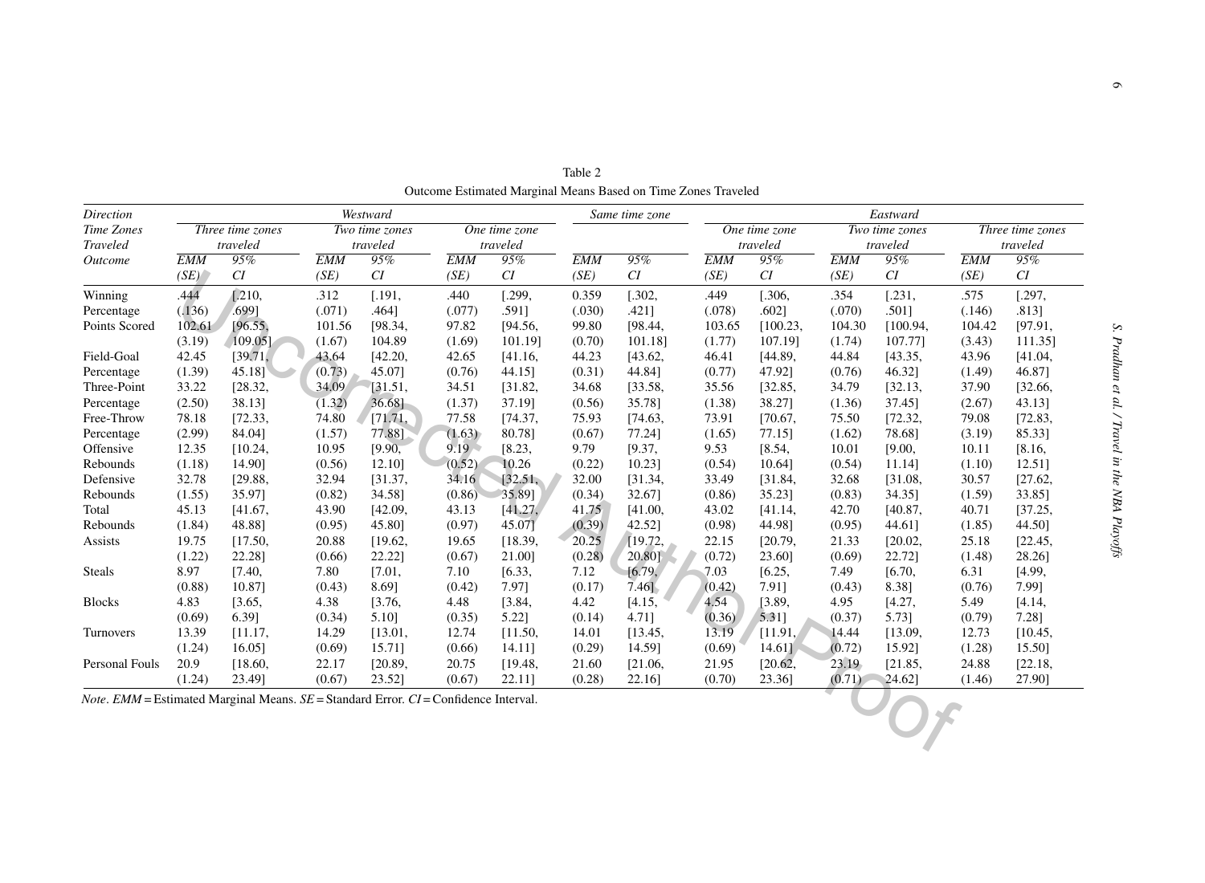Table 2
Outcome Estimated Marginal Means Based on Time Zones Traveled

| *Direction* | *Westward* | | | | | | *Same time zone* | | *Eastward* | | | | | |
|---|---|---|---|---|---|---|---|---|---|---|---|---|---|---|
| *Time Zones Traveled* | *Three time zones traveled* | | *Two time zones traveled* | | *One time zone traveled* | | | | *One time zone traveled* | | *Two time zones traveled* | | *Three time zones traveled* | |
| *Outcome* | *EMM (SE)* | *95% CI* | *EMM (SE)* | *95% CI* | *EMM (SE)* | *95% CI* | *EMM (SE)* | *95% CI* | *EMM (SE)* | *95% CI* | *EMM (SE)* | *95% CI* | *EMM (SE)* | *95% CI* |
| Winning Percentage | .444 (.136) | [.210, .699] | .312 (.071) | [.191, .464] | .440 (.077) | [.299, .591] | 0.359 (.030) | [.302, .421] | .449 (.078) | [.306, .602] | .354 (.070) | [.231, .501] | .575 (.146) | [.297, .813] |
| Points Scored | 102.61 (3.19) | [96.55, 109.05] | 101.56 (1.67) | [98.34, 104.89 | 97.82 (1.69) | [94.56, 101.19] | 99.80 (0.70) | [98.44, 101.18] | 103.65 (1.77) | [100.23, 107.19] | 104.30 (1.74) | [100.94, 107.77] | 104.42 (3.43) | [97.91, 111.35] |
| Field-Goal Percentage | 42.45 (1.39) | [39.71, 45.18] | 43.64 (0.73) | [42.20, 45.07] | 42.65 (0.76) | [41.16, 44.15] | 44.23 (0.31) | [43.62, 44.84] | 46.41 (0.77) | [44.89, 47.92] | 44.84 (0.76) | [43.35, 46.32] | 43.96 (1.49) | [41.04, 46.87] |
| Three-Point Percentage | 33.22 (2.50) | [28.32, 38.13] | 34.09 (1.32) | [31.51, 36.68] | 34.51 (1.37) | [31.82, 37.19] | 34.68 (0.56) | [33.58, 35.78] | 35.56 (1.38) | [32.85, 38.27] | 34.79 (1.36) | [32.13, 37.45] | 37.90 (2.67) | [32.66, 43.13] |
| Free-Throw Percentage | 78.18 (2.99) | [72.33, 84.04] | 74.80 (1.57) | [71.71, 77.88] | 77.58 (1.63) | [74.37, 80.78] | 75.93 (0.67) | [74.63, 77.24] | 73.91 (1.65) | [70.67, 77.15] | 75.50 (1.62) | [72.32, 78.68] | 79.08 (3.19) | [72.83, 85.33] |
| Offensive Rebounds | 12.35 (1.18) | [10.24, 14.90] | 10.95 (0.56) | [9.90, 12.10] | 9.19 (0.52) | [8.23, 10.26 | 9.79 (0.22) | [9.37, 10.23] | 9.53 (0.54) | [8.54, 10.64] | 10.01 (0.54) | [9.00, 11.14] | 10.11 (1.10) | [8.16, 12.51] |
| Defensive Rebounds | 32.78 (1.55) | [29.88, 35.97] | 32.94 (0.82) | [31.37, 34.58] | 34.16 (0.86) | [32.51, 35.89] | 32.00 (0.34) | [31.34, 32.67] | 33.49 (0.86) | [31.84, 35.23] | 32.68 (0.83) | [31.08, 34.35] | 30.57 (1.59) | [27.62, 33.85] |
| Total Rebounds | 45.13 (1.84) | [41.67, 48.88] | 43.90 (0.95) | [42.09, 45.80] | 43.13 (0.97) | [41.27, 45.07] | 41.75 (0.39) | [41.00, 42.52] | 43.02 (0.98) | [41.14, 44.98] | 42.70 (0.95) | [40.87, 44.61] | 40.71 (1.85) | [37.25, 44.50] |
| Assists | 19.75 (1.22) | [17.50, 22.28] | 20.88 (0.66) | [19.62, 22.22] | 19.65 (0.67) | [18.39, 21.00] | 20.25 (0.28) | [19.72, 20.80] | 22.15 (0.72) | [20.79, 23.60] | 21.33 (0.69) | [20.02, 22.72] | 25.18 (1.48) | [22.45, 28.26] |
| Steals | 8.97 (0.88) | [7.40, 10.87] | 7.80 (0.43) | [7.01, 8.69] | 7.10 (0.42) | [6.33, 7.97] | 7.12 (0.17) | [6.79, 7.46] | 7.03 (0.42) | [6.25, 7.91] | 7.49 (0.43) | [6.70, 8.38] | 6.31 (0.76) | [4.99, 7.99] |
| Blocks | 4.83 (0.69) | [3.65, 6.39] | 4.38 (0.34) | [3.76, 5.10] | 4.48 (0.35) | [3.84, 5.22] | 4.42 (0.14) | [4.15, 4.71] | 4.54 (0.36) | [3.89, 5.31] | 4.95 (0.37) | [4.27, 5.73] | 5.49 (0.79) | [4.14, 7.28] |
| Turnovers | 13.39 (1.24) | [11.17, 16.05] | 14.29 (0.69) | [13.01, 15.71] | 12.74 (0.66) | [11.50, 14.11] | 14.01 (0.29) | [13.45, 14.59] | 13.19 (0.69) | [11.91, 14.61] | 14.44 (0.72) | [13.09, 15.92] | 12.73 (1.28) | [10.45, 15.50] |
| Personal Fouls | 20.9 (1.24) | [18.60, 23.49] | 22.17 (0.67) | [20.89, 23.52] | 20.75 (0.67) | [19.48, 22.11] | 21.60 (0.28) | [21.06, 22.16] | 21.95 (0.70) | [20.62, 23.36] | 23.19 (0.71) | [21.85, 24.62] | 24.88 (1.46) | [22.18, 27.90] |

*Note*. *EMM* = Estimated Marginal Means. *SE* = Standard Error. *CI* = Confidence Interval.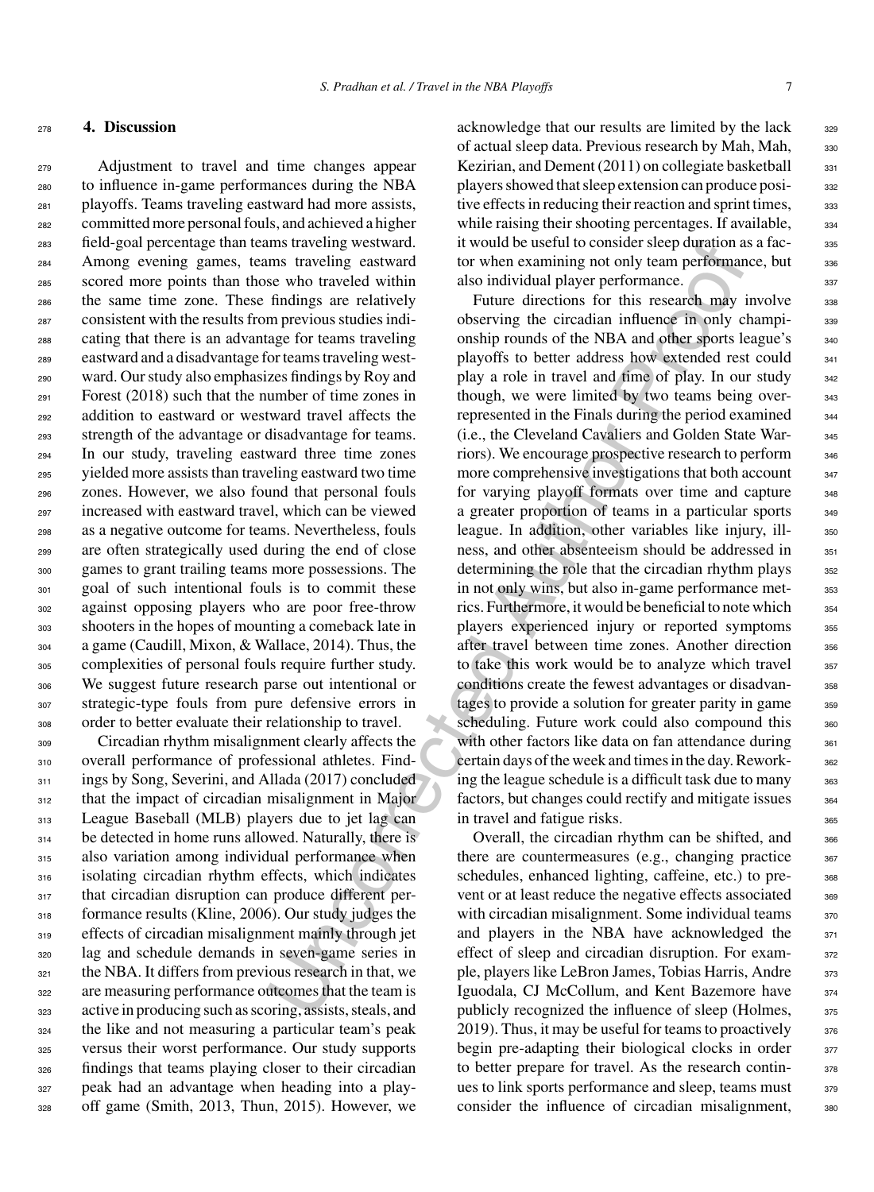## 4. Discussion

Adjustment to travel and time changes appear to influence in-game performances during the NBA playoffs. Teams traveling eastward had more assists, committed more personal fouls, and achieved a higher field-goal percentage than teams traveling westward. Among evening games, teams traveling eastward scored more points than those who traveled within the same time zone. These findings are relatively consistent with the results from previous studies indicating that there is an advantage for teams traveling eastward and a disadvantage for teams traveling westward. Our study also emphasizes findings by Roy and Forest (2018) such that the number of time zones in addition to eastward or westward travel affects the strength of the advantage or disadvantage for teams. In our study, traveling eastward three time zones yielded more assists than traveling eastward two time zones. However, we also found that personal fouls increased with eastward travel, which can be viewed as a negative outcome for teams. Nevertheless, fouls are often strategically used during the end of close games to grant trailing teams more possessions. The goal of such intentional fouls is to commit these against opposing players who are poor free-throw shooters in the hopes of mounting a comeback late in a game (Caudill, Mixon, & Wallace, 2014). Thus, the complexities of personal fouls require further study. We suggest future research parse out intentional or strategic-type fouls from pure defensive errors in order to better evaluate their relationship to travel.

Circadian rhythm misalignment clearly affects the overall performance of professional athletes. Findings by Song, Severini, and Allada (2017) concluded that the impact of circadian misalignment in Major League Baseball (MLB) players due to jet lag can be detected in home runs allowed. Naturally, there is also variation among individual performance when isolating circadian rhythm effects, which indicates that circadian disruption can produce different performance results (Kline, 2006). Our study judges the effects of circadian misalignment mainly through jet lag and schedule demands in seven-game series in the NBA. It differs from previous research in that, we are measuring performance outcomes that the team is active in producing such as scoring, assists, steals, and the like and not measuring a particular team's peak versus their worst performance. Our study supports findings that teams playing closer to their circadian peak had an advantage when heading into a playoff game (Smith, 2013, Thun, 2015). However, we acknowledge that our results are limited by the lack of actual sleep data. Previous research by Mah, Mah, Kezirian, and Dement (2011) on collegiate basketball players showed that sleep extension can produce positive effects in reducing their reaction and sprint times, while raising their shooting percentages. If available, it would be useful to consider sleep duration as a factor when examining not only team performance, but also individual player performance.

Future directions for this research may involve observing the circadian influence in only championship rounds of the NBA and other sports league's playoffs to better address how extended rest could play a role in travel and time of play. In our study though, we were limited by two teams being overrepresented in the Finals during the period examined (i.e., the Cleveland Cavaliers and Golden State Warriors). We encourage prospective research to perform more comprehensive investigations that both account for varying playoff formats over time and capture a greater proportion of teams in a particular sports league. In addition, other variables like injury, illness, and other absenteeism should be addressed in determining the role that the circadian rhythm plays in not only wins, but also in-game performance metrics. Furthermore, it would be beneficial to note which players experienced injury or reported symptoms after travel between time zones. Another direction to take this work would be to analyze which travel conditions create the fewest advantages or disadvantages to provide a solution for greater parity in game scheduling. Future work could also compound this with other factors like data on fan attendance during certain days of the week and times in the day. Reworking the league schedule is a difficult task due to many factors, but changes could rectify and mitigate issues in travel and fatigue risks.

Overall, the circadian rhythm can be shifted, and there are countermeasures (e.g., changing practice schedules, enhanced lighting, caffeine, etc.) to prevent or at least reduce the negative effects associated with circadian misalignment. Some individual teams and players in the NBA have acknowledged the effect of sleep and circadian disruption. For example, players like LeBron James, Tobias Harris, Andre Iguodala, CJ McCollum, and Kent Bazemore have publicly recognized the influence of sleep (Holmes, 2019). Thus, it may be useful for teams to proactively begin pre-adapting their biological clocks in order to better prepare for travel. As the research continues to link sports performance and sleep, teams must consider the influence of circadian misalignment,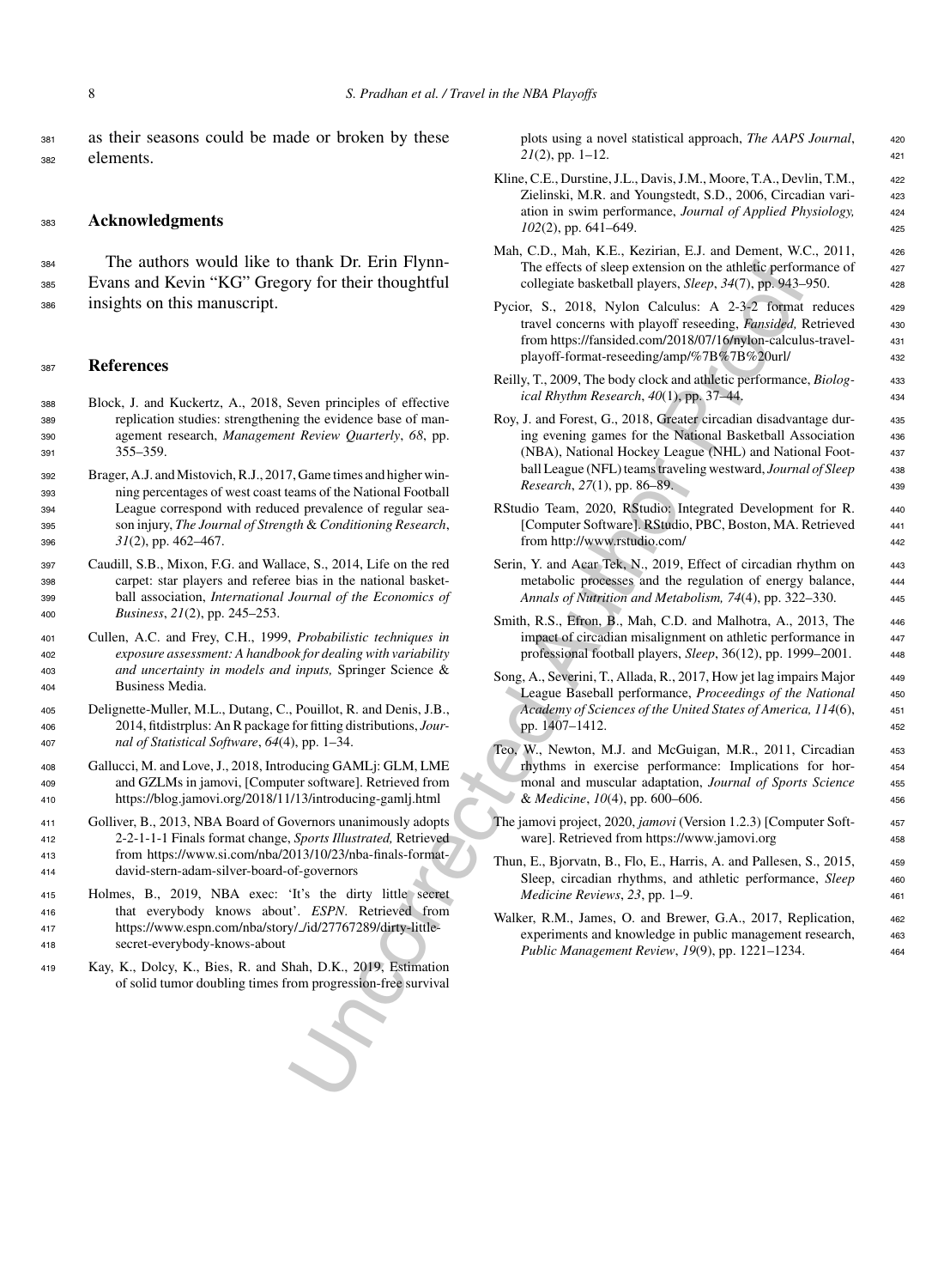as their seasons could be made or broken by these elements.

## Acknowledgments

The authors would like to thank Dr. Erin Flynn-Evans and Kevin "KG" Gregory for their thoughtful insights on this manuscript.

## References

Block, J. and Kuckertz, A., 2018, Seven principles of effective replication studies: strengthening the evidence base of management research, *Management Review Quarterly*, *68*, pp. 355–359.

Brager, A.J. and Mistovich, R.J., 2017, Game times and higher winning percentages of west coast teams of the National Football League correspond with reduced prevalence of regular season injury, *The Journal of Strength & Conditioning Research*, *31*(2), pp. 462–467.

Caudill, S.B., Mixon, F.G. and Wallace, S., 2014, Life on the red carpet: star players and referee bias in the national basketball association, *International Journal of the Economics of Business*, *21*(2), pp. 245–253.

Cullen, A.C. and Frey, C.H., 1999, *Probabilistic techniques in exposure assessment: A handbook for dealing with variability and uncertainty in models and inputs,* Springer Science & Business Media.

Delignette-Muller, M.L., Dutang, C., Pouillot, R. and Denis, J.B., 2014, fitdistrplus: An R package for fitting distributions, *Journal of Statistical Software*, *64*(4), pp. 1–34.

Gallucci, M. and Love, J., 2018, Introducing GAMLj: GLM, LME and GZLMs in jamovi, [Computer software]. Retrieved from https://blog.jamovi.org/2018/11/13/introducing-gamlj.html

Golliver, B., 2013, NBA Board of Governors unanimously adopts 2-2-1-1-1 Finals format change, *Sports Illustrated,* Retrieved from https://www.si.com/nba/2013/10/23/nba-finals-format-david-stern-adam-silver-board-of-governors

Holmes, B., 2019, NBA exec: 'It's the dirty little secret that everybody knows about'. *ESPN*. Retrieved from https://www.espn.com/nba/story/_/id/27767289/dirty-little-secret-everybody-knows-about

Kay, K., Dolcy, K., Bies, R. and Shah, D.K., 2019, Estimation of solid tumor doubling times from progression-free survival plots using a novel statistical approach, *The AAPS Journal*, *21*(2), pp. 1–12.

Kline, C.E., Durstine, J.L., Davis, J.M., Moore, T.A., Devlin, T.M., Zielinski, M.R. and Youngstedt, S.D., 2006, Circadian variation in swim performance, *Journal of Applied Physiology, 102*(2), pp. 641–649.

Mah, C.D., Mah, K.E., Kezirian, E.J. and Dement, W.C., 2011, The effects of sleep extension on the athletic performance of collegiate basketball players, *Sleep*, *34*(7), pp. 943–950.

Pycior, S., 2018, Nylon Calculus: A 2-3-2 format reduces travel concerns with playoff reseeding, *Fansided,* Retrieved from https://fansided.com/2018/07/16/nylon-calculus-travel-playoff-format-reseeding/amp/%7B%7B%20url/

Reilly, T., 2009, The body clock and athletic performance, *Biological Rhythm Research*, *40*(1), pp. 37–44.

Roy, J. and Forest, G., 2018, Greater circadian disadvantage during evening games for the National Basketball Association (NBA), National Hockey League (NHL) and National Football League (NFL) teams traveling westward, *Journal of Sleep Research*, *27*(1), pp. 86–89.

RStudio Team, 2020, RStudio: Integrated Development for R. [Computer Software]. RStudio, PBC, Boston, MA. Retrieved from http://www.rstudio.com/

Serin, Y. and Acar Tek, N., 2019, Effect of circadian rhythm on metabolic processes and the regulation of energy balance, *Annals of Nutrition and Metabolism, 74*(4), pp. 322–330.

Smith, R.S., Efron, B., Mah, C.D. and Malhotra, A., 2013, The impact of circadian misalignment on athletic performance in professional football players, *Sleep*, 36(12), pp. 1999–2001.

Song, A., Severini, T., Allada, R., 2017, How jet lag impairs Major League Baseball performance, *Proceedings of the National Academy of Sciences of the United States of America, 114*(6), pp. 1407–1412.

Teo, W., Newton, M.J. and McGuigan, M.R., 2011, Circadian rhythms in exercise performance: Implications for hormonal and muscular adaptation, *Journal of Sports Science & Medicine*, *10*(4), pp. 600–606.

The jamovi project, 2020, *jamovi* (Version 1.2.3) [Computer Software]. Retrieved from https://www.jamovi.org

Thun, E., Bjorvatn, B., Flo, E., Harris, A. and Pallesen, S., 2015, Sleep, circadian rhythms, and athletic performance, *Sleep Medicine Reviews*, *23*, pp. 1–9.

Walker, R.M., James, O. and Brewer, G.A., 2017, Replication, experiments and knowledge in public management research, *Public Management Review*, *19*(9), pp. 1221–1234.